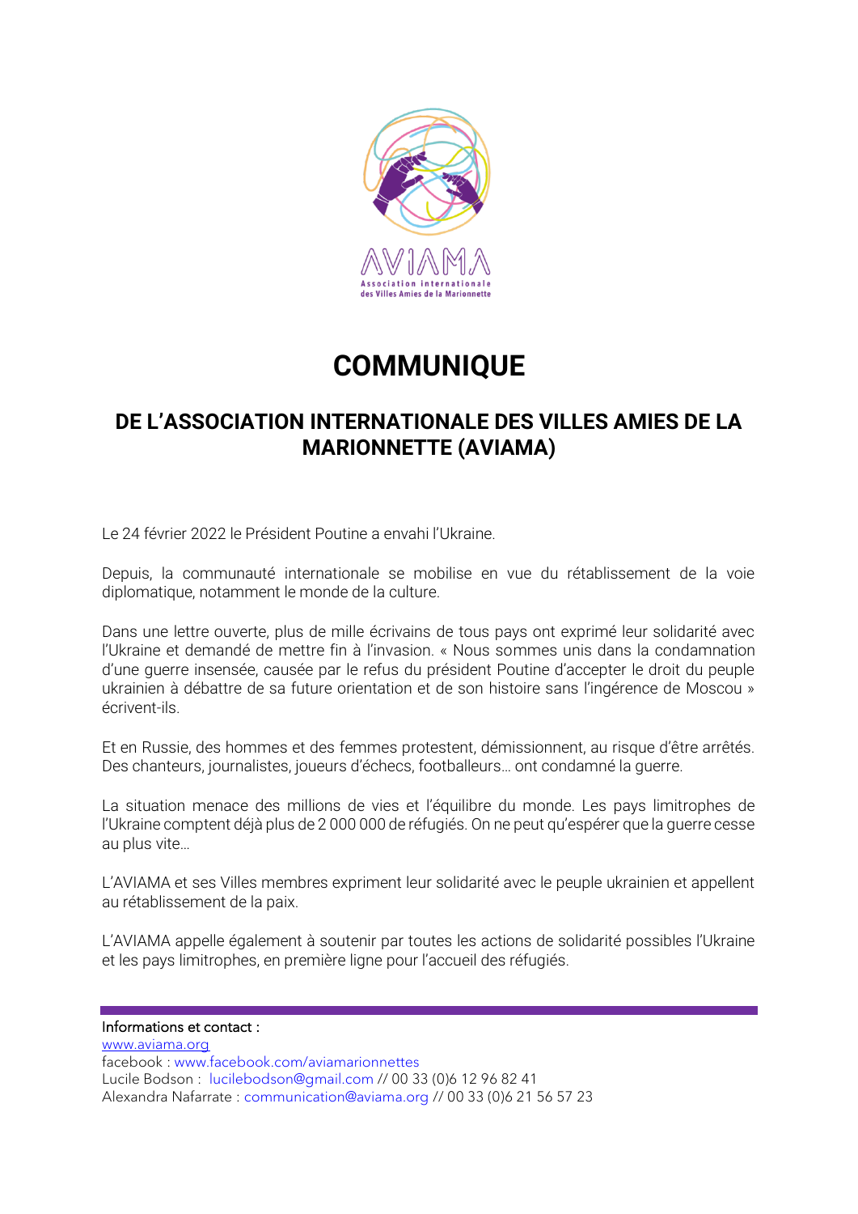AVIAMA

Association internationale des Villes Amies de la Marionnette

# COMMUNIQUE

## DE L'ASSOCIATION INTERNATIONALE DES VILLES AMIES DE LA MARIONNETTE (AVIAMA)

Le 24 février 2022 le Président Poutine a envahi l'Ukraine.

Depuis, la communauté internationale se mobilise en vue du rétablissement de la voie diplomatique, notamment le monde de la culture.

Dans une lettre ouverte, plus de mille écrivains de tous pays ont exprimé leur solidarité avec l'Ukraine et demandé de mettre fin à l'invasion. « Nous sommes unis dans la condamnation d'une guerre insensée, causée par le refus du président Poutine d'accepter le droit du peuple ukrainien à débattre de sa future orientation et de son histoire sans l'ingérence de Moscou » écrivent-ils.

Et en Russie, des hommes et des femmes protestent, démissionnent, au risque d'être arrêtés. Des chanteurs, journalistes, joueurs d'échecs, footballeurs… ont condamné la guerre.

La situation menace des millions de vies et l'équilibre du monde. Les pays limitrophes de l'Ukraine comptent déjà plus de 2 000 000 de réfugiés. On ne peut qu'espérer que la guerre cesse au plus vite…

L'AVIAMA et ses Villes membres expriment leur solidarité avec le peuple ukrainien et appellent au rétablissement de la paix.

L'AVIAMA appelle également à soutenir par toutes les actions de solidarité possibles l'Ukraine et les pays limitrophes, en première ligne pour l'accueil des réfugiés.

---

Informations et contact :
www.aviama.org
facebook : www.facebook.com/aviamarionnettes
Lucile Bodson : lucilebodson@gmail.com // 00 33 (0)6 12 96 82 41
Alexandra Nafarrate : communication@aviama.org // 00 33 (0)6 21 56 57 23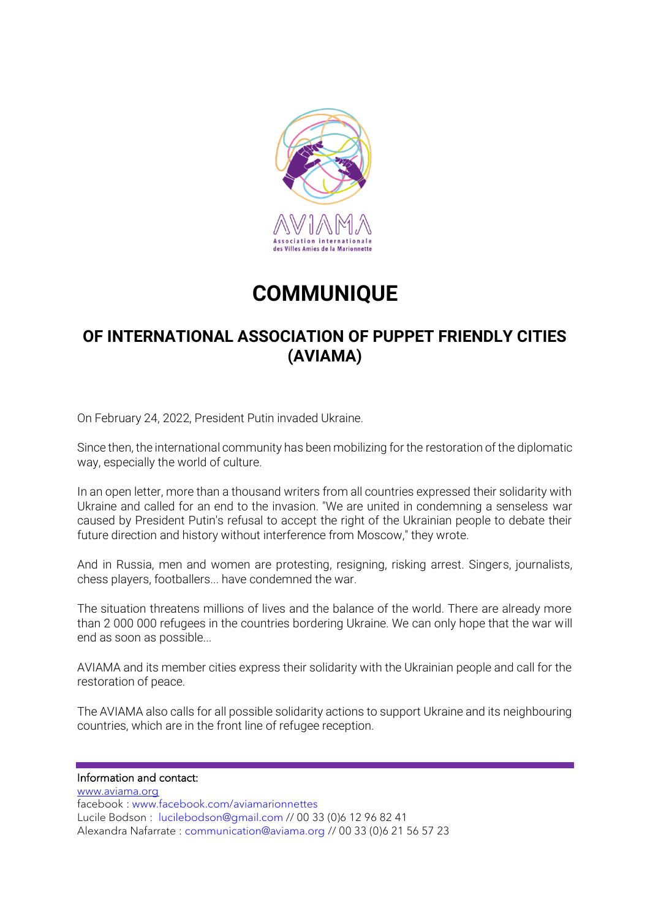# COMMUNIQUE

## OF INTERNATIONAL ASSOCIATION OF PUPPET FRIENDLY CITIES (AVIAMA)

On February 24, 2022, President Putin invaded Ukraine.

Since then, the international community has been mobilizing for the restoration of the diplomatic way, especially the world of culture.

In an open letter, more than a thousand writers from all countries expressed their solidarity with Ukraine and called for an end to the invasion. "We are united in condemning a senseless war caused by President Putin's refusal to accept the right of the Ukrainian people to debate their future direction and history without interference from Moscow," they wrote.

And in Russia, men and women are protesting, resigning, risking arrest. Singers, journalists, chess players, footballers... have condemned the war.

The situation threatens millions of lives and the balance of the world. There are already more than 2 000 000 refugees in the countries bordering Ukraine. We can only hope that the war will end as soon as possible...

AVIAMA and its member cities express their solidarity with the Ukrainian people and call for the restoration of peace.

The AVIAMA also calls for all possible solidarity actions to support Ukraine and its neighbouring countries, which are in the front line of refugee reception.

---

Information and contact:
www.aviama.org
facebook : www.facebook.com/aviamarionnettes
Lucile Bodson : lucilebodson@gmail.com // 00 33 (0)6 12 96 82 41
Alexandra Nafarrate : communication@aviama.org // 00 33 (0)6 21 56 57 23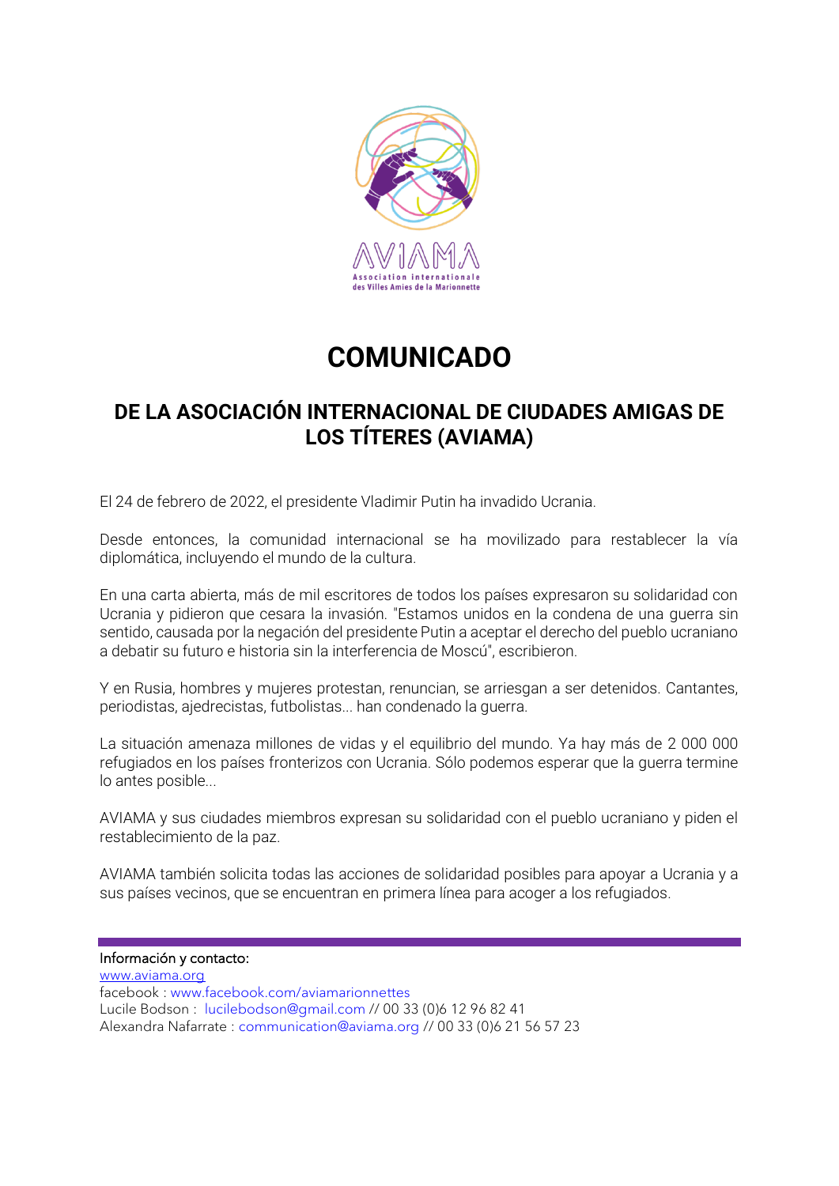AVIAMA

Association internationale des Villes Amies de la Marionnette

# COMUNICADO

## DE LA ASOCIACIÓN INTERNACIONAL DE CIUDADES AMIGAS DE LOS TÍTERES (AVIAMA)

El 24 de febrero de 2022, el presidente Vladimir Putin ha invadido Ucrania.

Desde entonces, la comunidad internacional se ha movilizado para restablecer la vía diplomática, incluyendo el mundo de la cultura.

En una carta abierta, más de mil escritores de todos los países expresaron su solidaridad con Ucrania y pidieron que cesara la invasión. "Estamos unidos en la condena de una guerra sin sentido, causada por la negación del presidente Putin a aceptar el derecho del pueblo ucraniano a debatir su futuro e historia sin la interferencia de Moscú", escribieron.

Y en Rusia, hombres y mujeres protestan, renuncian, se arriesgan a ser detenidos. Cantantes, periodistas, ajedrecistas, futbolistas... han condenado la guerra.

La situación amenaza millones de vidas y el equilibrio del mundo. Ya hay más de 2 000 000 refugiados en los países fronterizos con Ucrania. Sólo podemos esperar que la guerra termine lo antes posible...

AVIAMA y sus ciudades miembros expresan su solidaridad con el pueblo ucraniano y piden el restablecimiento de la paz.

AVIAMA también solicita todas las acciones de solidaridad posibles para apoyar a Ucrania y a sus países vecinos, que se encuentran en primera línea para acoger a los refugiados.

---

Información y contacto:
www.aviama.org
facebook : www.facebook.com/aviamarionnettes
Lucile Bodson : lucilebodson@gmail.com // 00 33 (0)6 12 96 82 41
Alexandra Nafarrate : communication@aviama.org // 00 33 (0)6 21 56 57 23